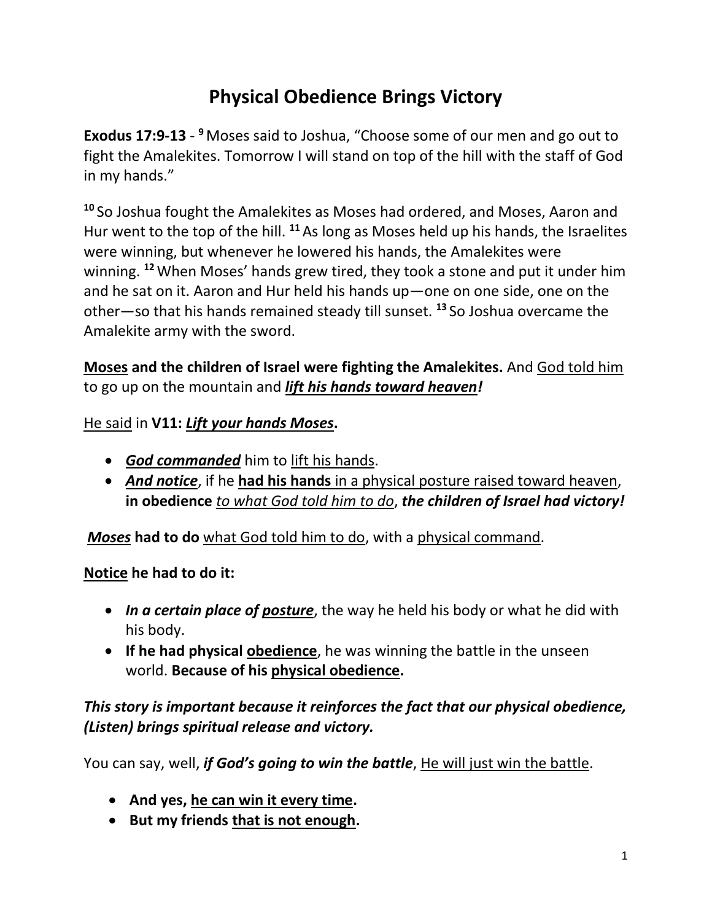# Physical Obedience Brings Victory

**Exodus 17:9-13** - [9] Moses said to Joshua, "Choose some of our men and go out to fight the Amalekites. Tomorrow I will stand on top of the hill with the staff of God in my hands."

[10] So Joshua fought the Amalekites as Moses had ordered, and Moses, Aaron and Hur went to the top of the hill. [11] As long as Moses held up his hands, the Israelites were winning, but whenever he lowered his hands, the Amalekites were winning. [12] When Moses' hands grew tired, they took a stone and put it under him and he sat on it. Aaron and Hur held his hands up—one on one side, one on the other—so that his hands remained steady till sunset. [13] So Joshua overcame the Amalekite army with the sword.

<u>**Moses**</u> **and the children of Israel were fighting the Amalekites.** And <u>God told him</u> to go up on the mountain and <u>***lift his hands toward heaven***</u>***!***

<u>He said</u> in **V11:** <u>***Lift your hands Moses***</u>**.**

- <u>***God commanded***</u> him to <u>lift his hands</u>.
- <u>***And notice***</u>, if he <u>**had his hands** in a physical posture raised toward heaven</u>, **in obedience** <u>*to what God told him to do*</u>, ***the children of Israel had victory!***

<u>***Moses***</u> **had to do** <u>what God told him to do</u>, with a <u>physical command</u>.

<u>**Notice**</u> **he had to do it:**

- ***In a certain place of*** <u>***posture***</u>, the way he held his body or what he did with his body.
- **If he had physical** <u>**obedience**</u>, he was winning the battle in the unseen world. **Because of his** <u>**physical obedience**</u>**.**

***This story is important because it reinforces the fact that our physical obedience, (Listen) brings spiritual release and victory.***

You can say, well, ***if God's going to win the battle***, <u>He will just win the battle</u>.

- **And yes,** <u>**he can win it every time**</u>**.**
- **But my friends** <u>**that is not enough**</u>**.**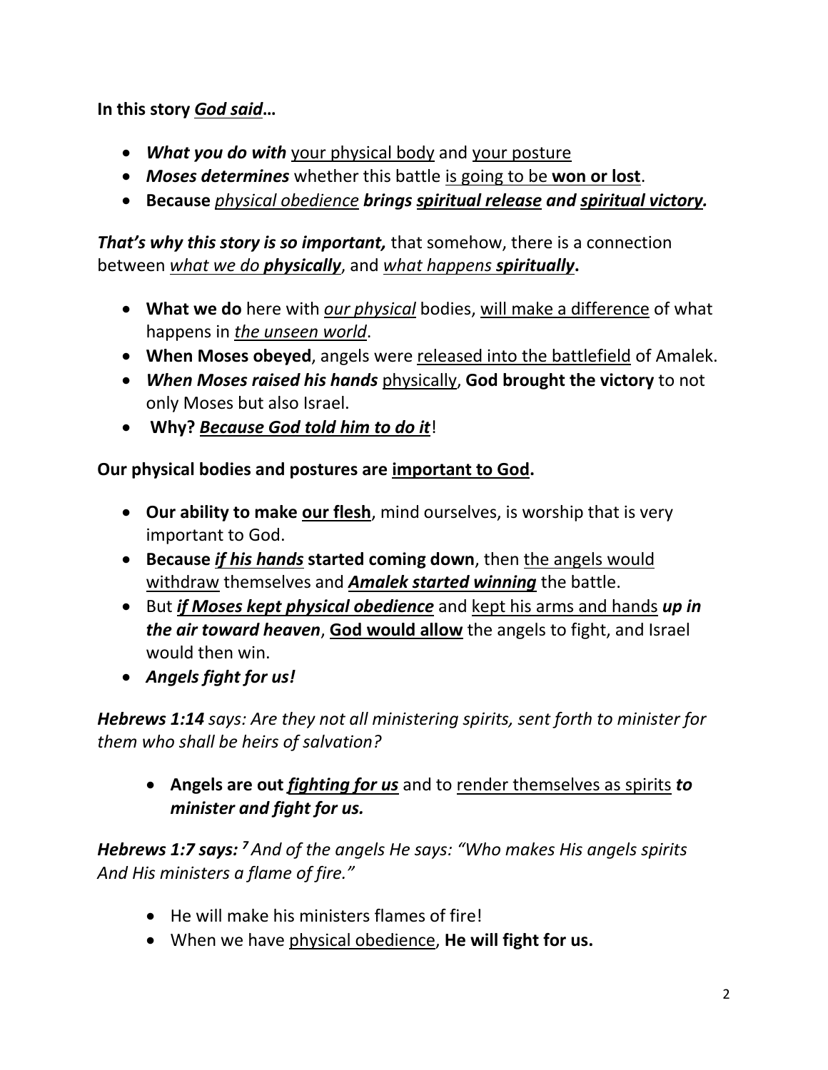**In this story *God said*…**

- ***What you do with*** your physical body and your posture
- ***Moses determines*** whether this battle is going to be **won or lost**.
- **Because** *physical obedience* ***brings spiritual release and spiritual victory.***

***That's why this story is so important,*** that somehow, there is a connection between *what we do* ***physically***, and *what happens* ***spiritually*.**

- **What we do** here with *our physical* bodies, will make a difference of what happens in *the unseen world*.
- **When Moses obeyed**, angels were released into the battlefield of Amalek.
- ***When Moses raised his hands*** physically, **God brought the victory** to not only Moses but also Israel.
- **Why?** ***Because God told him to do it***!

**Our physical bodies and postures are important to God.**

- **Our ability to make our flesh**, mind ourselves, is worship that is very important to God.
- **Because *if his hands* started coming down**, then the angels would withdraw themselves and ***Amalek started winning*** the battle.
- But ***if Moses kept physical obedience*** and kept his arms and hands ***up in the air toward heaven***, **God would allow** the angels to fight, and Israel would then win.
- ***Angels fight for us!***

***Hebrews 1:14*** *says: Are they not all ministering spirits, sent forth to minister for them who shall be heirs of salvation?*

- **Angels are out *fighting for us*** and to render themselves as spirits ***to minister and fight for us.***

***Hebrews 1:7 says:*** ***7*** *And of the angels He says: "Who makes His angels spirits And His ministers a flame of fire."*

- He will make his ministers flames of fire!
- When we have physical obedience, **He will fight for us.**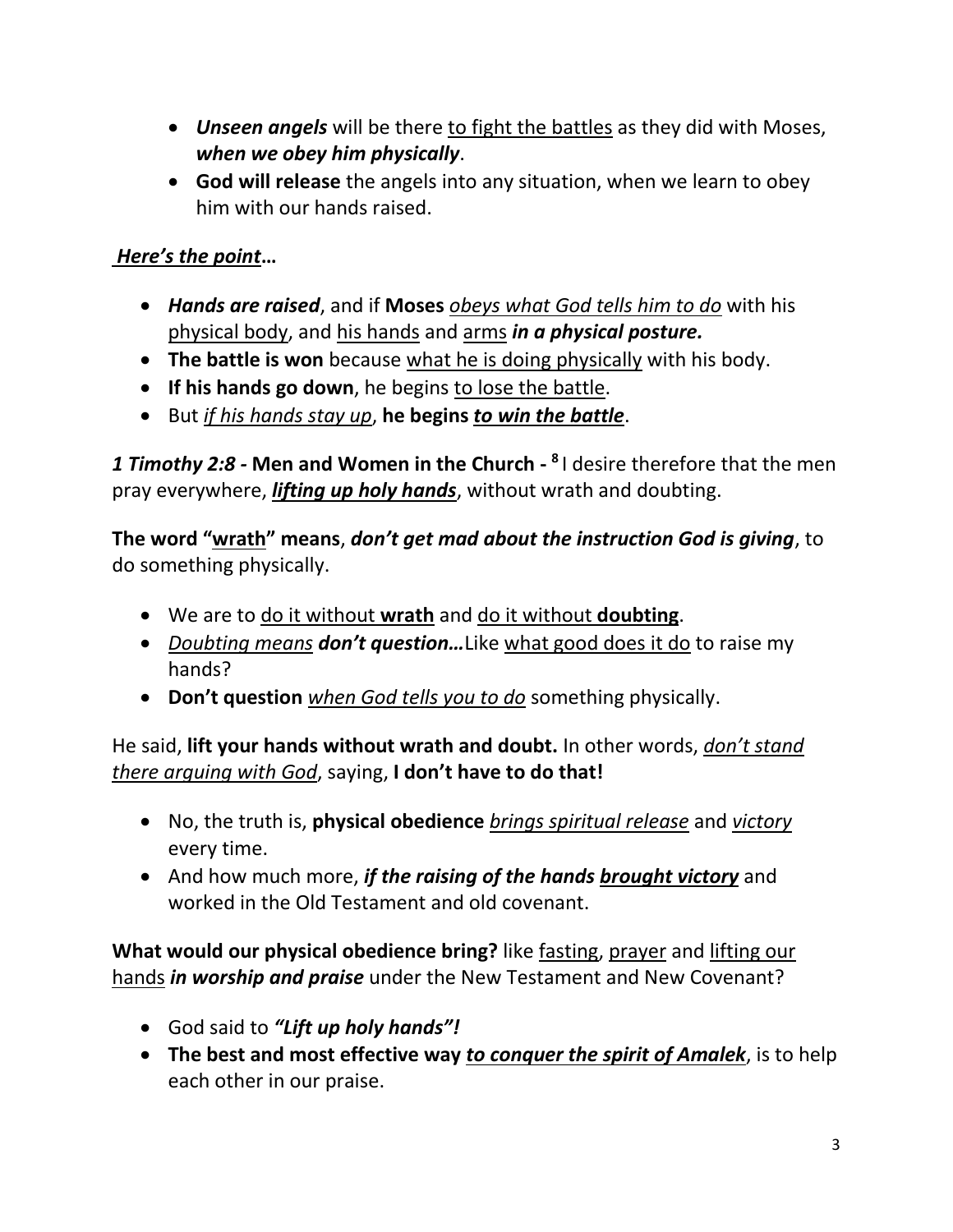- ***Unseen angels*** will be there <u>to fight the battles</u> as they did with Moses, ***when we obey him physically***.
- **God will release** the angels into any situation, when we learn to obey him with our hands raised.

***<u>Here's the point</u>…***

- ***Hands are raised***, and if **Moses** *<u>obeys what God tells him to do</u>* with his <u>physical body</u>, and <u>his hands</u> and <u>arms</u> ***in a physical posture.***
- **The battle is won** because <u>what he is doing physically</u> with his body.
- **If his hands go down**, he begins <u>to lose the battle</u>.
- But *<u>if his hands stay up</u>*, **he begins *<u>to win the battle</u>***.

***1 Timothy 2:8 -*** **Men and Women in the Church -** **[8]** I desire therefore that the men pray everywhere, ***<u>lifting up holy hands</u>***, without wrath and doubting.

**The word "<u>wrath</u>" means**, ***don't get mad about the instruction God is giving***, to do something physically.

- We are to <u>do it without **wrath**</u> and <u>do it without **doubting**</u>.
- *<u>Doubting means</u>* ***don't question…***Like <u>what good does it do</u> to raise my hands?
- **Don't question** *<u>when God tells you to do</u>* something physically.

He said, **lift your hands without wrath and doubt.** In other words, *<u>don't stand there arguing with God</u>*, saying, **I don't have to do that!**

- No, the truth is, **physical obedience** *<u>brings spiritual release</u>* and *<u>victory</u>* every time.
- And how much more, ***if the raising of the hands <u>brought victory</u>*** and worked in the Old Testament and old covenant.

**What would our physical obedience bring?** like <u>fasting</u>, <u>prayer</u> and <u>lifting our hands</u> ***in worship and praise*** under the New Testament and New Covenant?

- God said to ***"Lift up holy hands"!***
- **The best and most effective way *<u>to conquer the spirit of Amalek</u>***, is to help each other in our praise.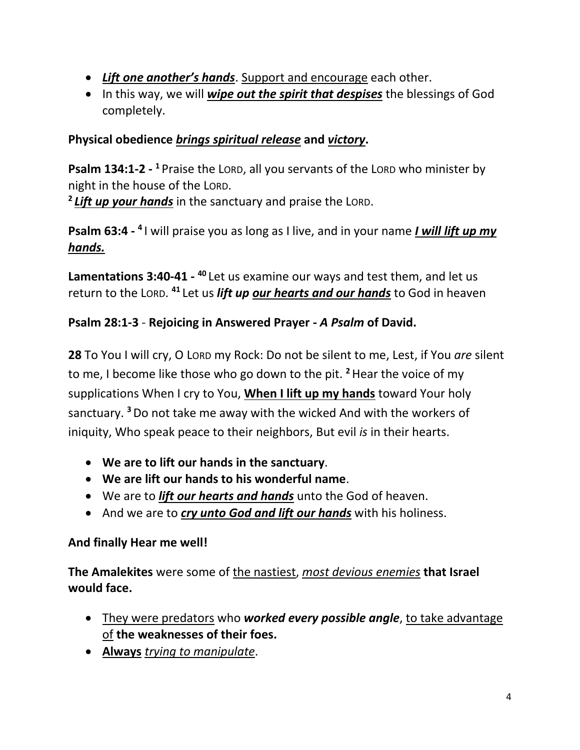- ***Lift one another's hands***. Support and encourage each other.
- In this way, we will ***wipe out the spirit that despises*** the blessings of God completely.

**Physical obedience *brings spiritual release* and *victory*.**

**Psalm 134:1-2 -** [1] Praise the LORD, all you servants of the LORD who minister by night in the house of the LORD.
[2] ***Lift up your hands*** in the sanctuary and praise the LORD.

**Psalm 63:4 -** [4] I will praise you as long as I live, and in your name ***I will lift up my hands.***

**Lamentations 3:40-41 -** [40] Let us examine our ways and test them, and let us return to the LORD. [41] Let us ***lift up our hearts and our hands*** to God in heaven

**Psalm 28:1-3 - Rejoicing in Answered Prayer - *A Psalm* of David.**

**28** To You I will cry, O LORD my Rock: Do not be silent to me, Lest, if You *are* silent to me, I become like those who go down to the pit. [2] Hear the voice of my supplications When I cry to You, **When I lift up my hands** toward Your holy sanctuary. [3] Do not take me away with the wicked And with the workers of iniquity, Who speak peace to their neighbors, But evil *is* in their hearts.

- **We are to lift our hands in the sanctuary**.
- **We are lift our hands to his wonderful name**.
- We are to ***lift our hearts and hands*** unto the God of heaven.
- And we are to ***cry unto God and lift our hands*** with his holiness.

**And finally Hear me well!**

**The Amalekites** were some of the nastiest, *most devious enemies* **that Israel would face.**

- They were predators who ***worked every possible angle***, to take advantage of **the weaknesses of their foes.**
- **Always** *trying to manipulate*.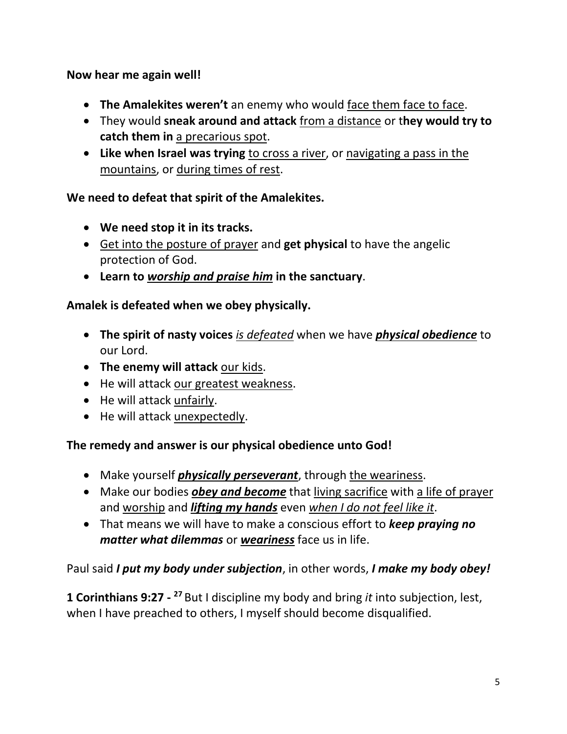**Now hear me again well!**

- **The Amalekites weren't** an enemy who would <u>face them face to face</u>.
- They would **sneak around and attack** <u>from a distance</u> or t**hey would try to catch them in** <u>a precarious spot</u>.
- **Like when Israel was trying** <u>to cross a river</u>, or <u>navigating a pass in the mountains</u>, or <u>during times of rest</u>.

**We need to defeat that spirit of the Amalekites.**

- **We need stop it in its tracks.**
- <u>Get into the posture of prayer</u> and **get physical** to have the angelic protection of God.
- **Learn to <u>*worship and praise him*</u> in the sanctuary**.

**Amalek is defeated when we obey physically.**

- **The spirit of nasty voices** <u>*is defeated*</u> when we have <u>***physical obedience***</u> to our Lord.
- **The enemy will attack** <u>our kids</u>.
- He will attack <u>our greatest weakness</u>.
- He will attack <u>unfairly</u>.
- He will attack <u>unexpectedly</u>.

**The remedy and answer is our physical obedience unto God!**

- Make yourself <u>***physically perseverant***</u>, through <u>the weariness</u>.
- Make our bodies <u>***obey and become***</u> that <u>living sacrifice</u> with <u>a life of prayer</u> and <u>worship</u> and <u>***lifting my hands***</u> even <u>*when I do not feel like it*</u>.
- That means we will have to make a conscious effort to ***keep praying no matter what dilemmas*** or <u>***weariness***</u> face us in life.

Paul said ***I put my body under subjection***, in other words, ***I make my body obey!***

**1 Corinthians 9:27 - [27]** But I discipline my body and bring *it* into subjection, lest, when I have preached to others, I myself should become disqualified.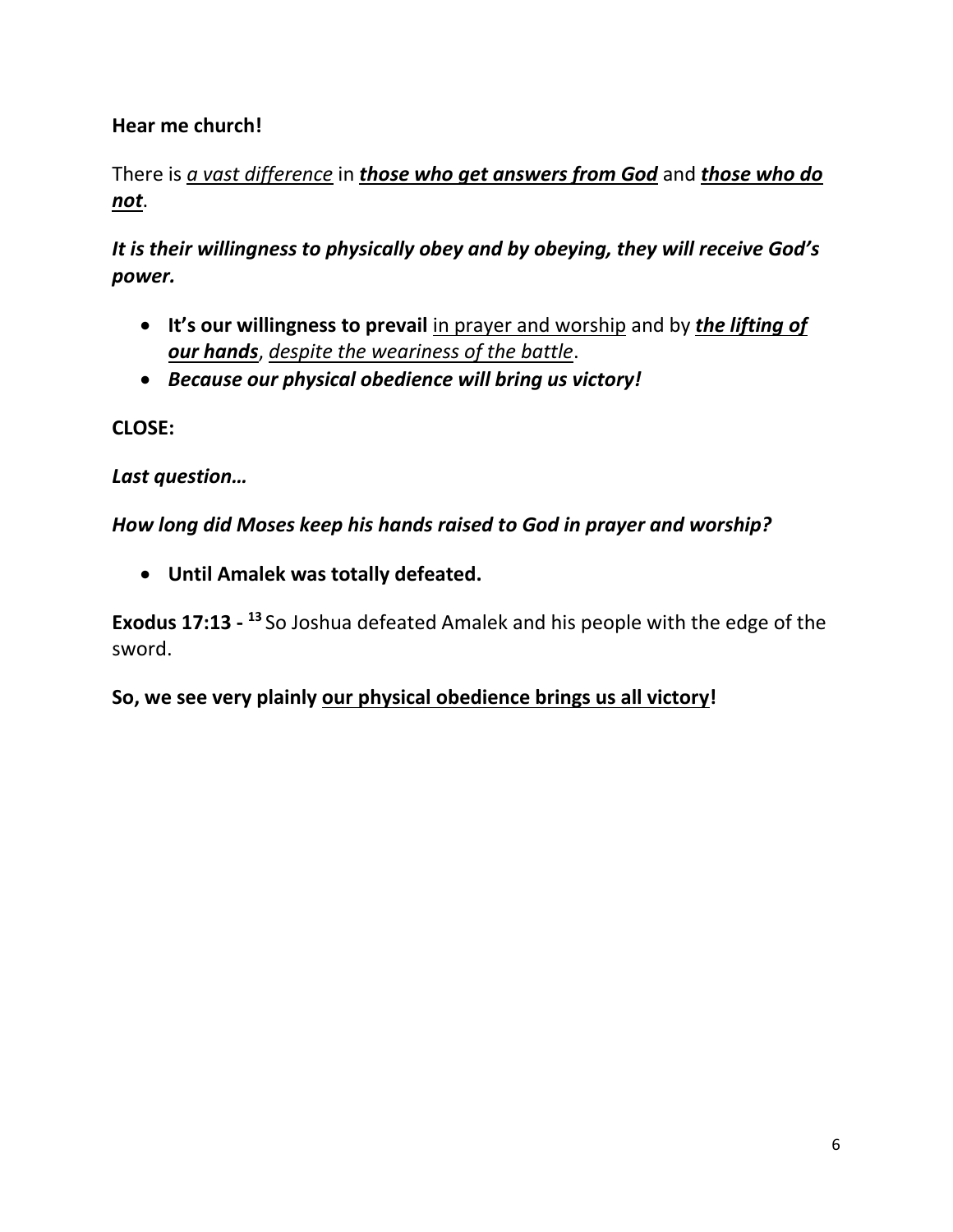**Hear me church!**

There is <u>*a vast difference*</u> in <u>***those who get answers from God***</u> and <u>***those who do not***</u>.

***It is their willingness to physically obey and by obeying, they will receive God's power.***

- **It's our willingness to prevail** <u>in prayer and worship</u> and by <u>***the lifting of our hands***</u>, <u>*despite the weariness of the battle*</u>.
- ***Because our physical obedience will bring us victory!***

**CLOSE:**

***Last question…***

***How long did Moses keep his hands raised to God in prayer and worship?***

- **Until Amalek was totally defeated.**

**Exodus 17:13 -** **[13]** So Joshua defeated Amalek and his people with the edge of the sword.

**So, we see very plainly <u>our physical obedience brings us all victory</u>!**